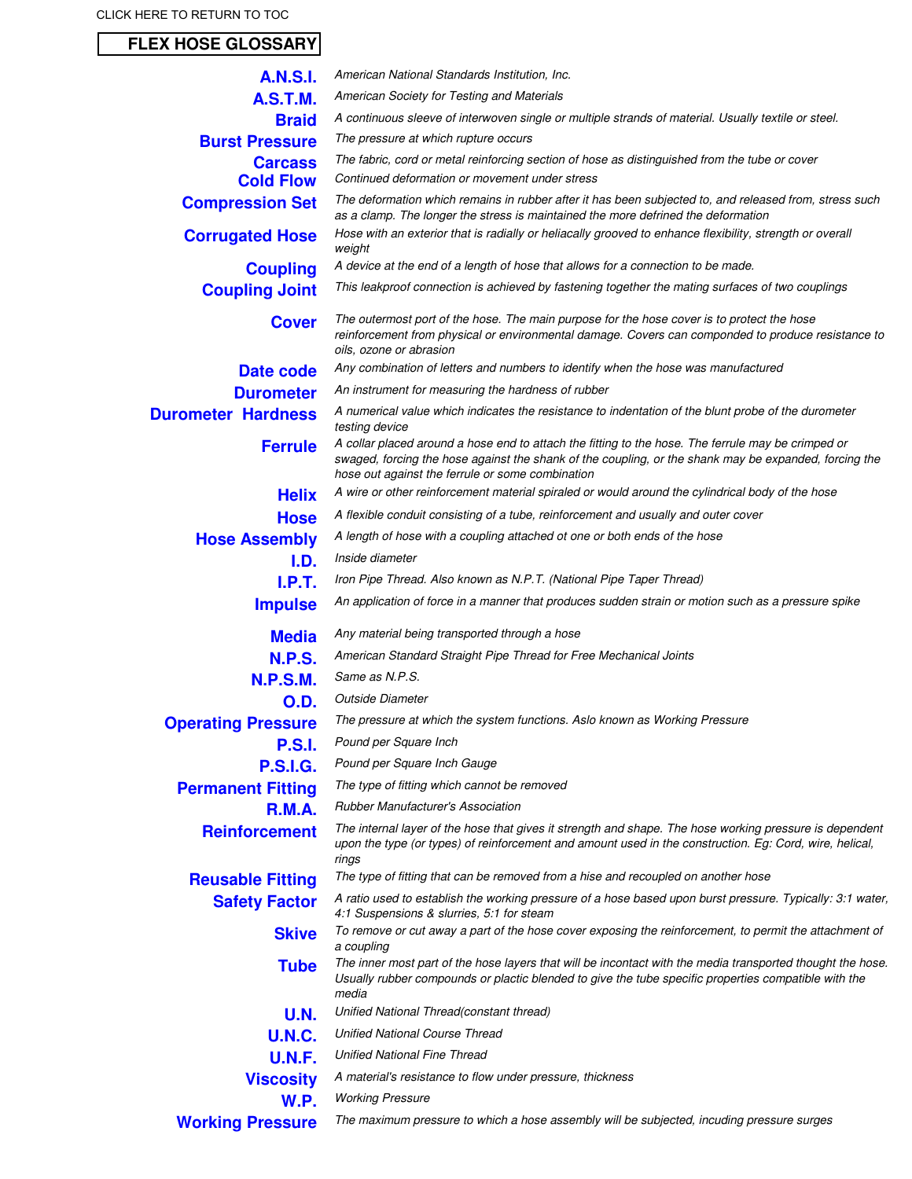CLICK HERE TO RETURN TO TOC

# FLEX HOSE GLOSSARY

| Term | Definition |
|---|---|
| **A.N.S.I.** | *American National Standards Institution, Inc.* |
| **A.S.T.M.** | *American Society for Testing and Materials* |
| **Braid** | *A continuous sleeve of interwoven single or multiple strands of material. Usually textile or steel.* |
| **Burst Pressure** | *The pressure at which rupture occurs* |
| **Carcass** | *The fabric, cord or metal reinforcing section of hose as distinguished from the tube or cover* |
| **Cold Flow** | *Continued deformation or movement under stress* |
| **Compression Set** | *The deformation which remains in rubber after it has been subjected to, and released from, stress such as a clamp. The longer the stress is maintained the more defrined the deformation* |
| **Corrugated Hose** | *Hose with an exterior that is radially or heliacally grooved to enhance flexibility, strength or overall weight* |
| **Coupling** | *A device at the end of a length of hose that allows for a connection to be made.* |
| **Coupling Joint** | *This leakproof connection is achieved by fastening together the mating surfaces of two couplings* |
| **Cover** | *The outermost port of the hose. The main purpose for the hose cover is to protect the hose reinforcement from physical or environmental damage. Covers can componded to produce resistance to oils, ozone or abrasion* |
| **Date code** | *Any combination of letters and numbers to identify when the hose was manufactured* |
| **Durometer** | *An instrument for measuring the hardness of rubber* |
| **Durometer Hardness** | *A numerical value which indicates the resistance to indentation of the blunt probe of the durometer testing device* |
| **Ferrule** | *A collar placed around a hose end to attach the fitting to the hose. The ferrule may be crimped or swaged, forcing the hose against the shank of the coupling, or the shank may be expanded, forcing the hose out against the ferrule or some combination* |
| **Helix** | *A wire or other reinforcement material spiraled or would around the cylindrical body of the hose* |
| **Hose** | *A flexible conduit consisting of a tube, reinforcement and usually and outer cover* |
| **Hose Assembly** | *A length of hose with a coupling attached ot one or both ends of the hose* |
| **I.D.** | *Inside diameter* |
| **I.P.T.** | *Iron Pipe Thread. Also known as N.P.T. (National Pipe Taper Thread)* |
| **Impulse** | *An application of force in a manner that produces sudden strain or motion such as a pressure spike* |
| **Media** | *Any material being transported through a hose* |
| **N.P.S.** | *American Standard Straight Pipe Thread for Free Mechanical Joints* |
| **N.P.S.M.** | *Same as N.P.S.* |
| **O.D.** | *Outside Diameter* |
| **Operating Pressure** | *The pressure at which the system functions. Aslo known as Working Pressure* |
| **P.S.I.** | *Pound per Square Inch* |
| **P.S.I.G.** | *Pound per Square Inch Gauge* |
| **Permanent Fitting** | *The type of fitting which cannot be removed* |
| **R.M.A.** | *Rubber Manufacturer's Association* |
| **Reinforcement** | *The internal layer of the hose that gives it strength and shape. The hose working pressure is dependent upon the type (or types) of reinforcement and amount used in the construction. Eg: Cord, wire, helical, rings* |
| **Reusable Fitting** | *The type of fitting that can be removed from a hise and recoupled on another hose* |
| **Safety Factor** | *A ratio used to establish the working pressure of a hose based upon burst pressure. Typically: 3:1 water, 4:1 Suspensions & slurries, 5:1 for steam* |
| **Skive** | *To remove or cut away a part of the hose cover exposing the reinforcement, to permit the attachment of a coupling* |
| **Tube** | *The inner most part of the hose layers that will be incontact with the media transported thought the hose. Usually rubber compounds or plactic blended to give the tube specific properties compatible with the media* |
| **U.N.** | *Unified National Thread(constant thread)* |
| **U.N.C.** | *Unified National Course Thread* |
| **U.N.F.** | *Unified National Fine Thread* |
| **Viscosity** | *A material's resistance to flow under pressure, thickness* |
| **W.P.** | *Working Pressure* |
| **Working Pressure** | *The maximum pressure to which a hose assembly will be subjected, incuding pressure surges* |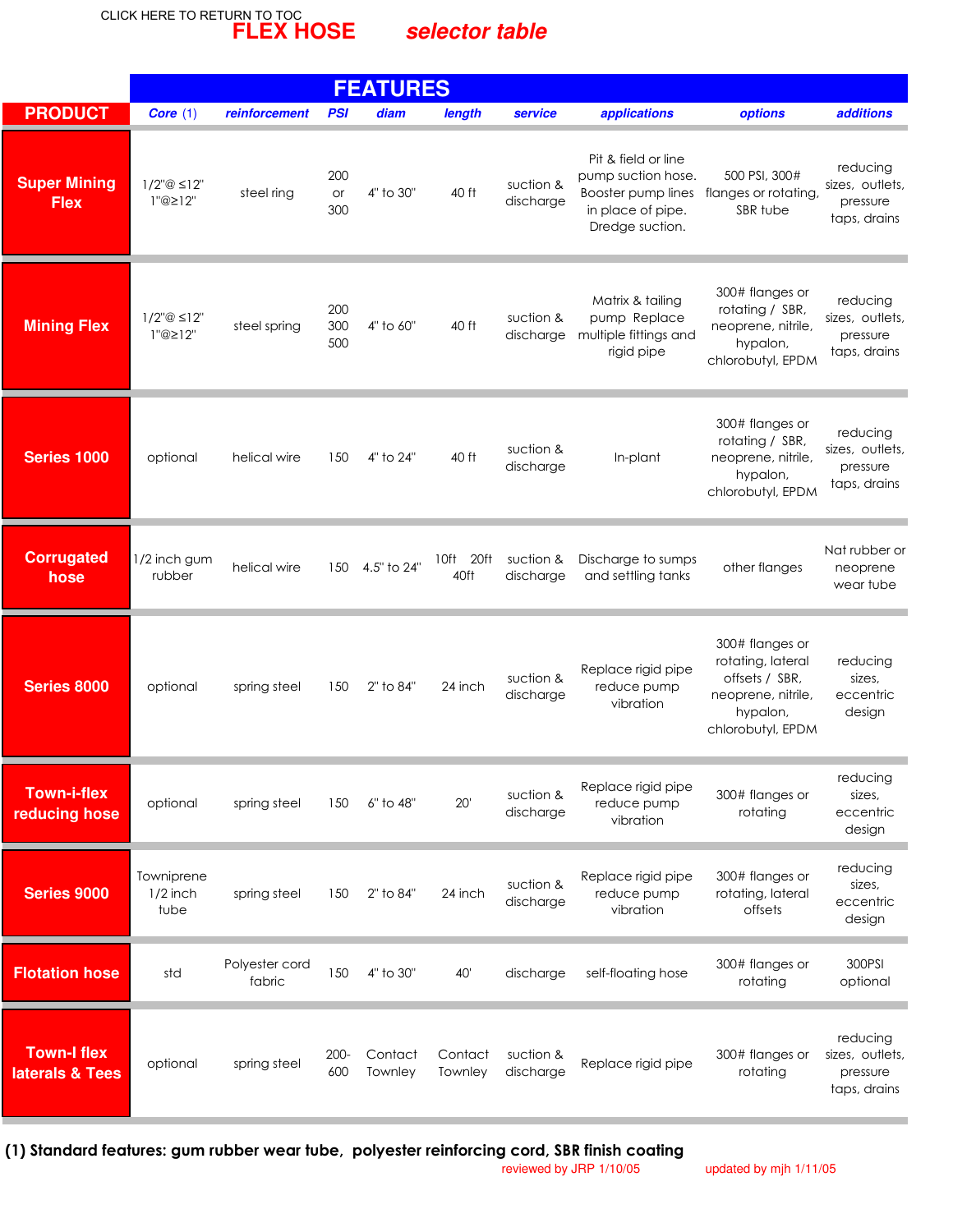CLICK HERE TO RETURN TO TOC

# FLEX HOSE *selector table*

| PRODUCT | FEATURES | | | | | | | | |
|---|---|---|---|---|---|---|---|---|---|
| | *Core* (1) | *reinforcement* | *PSI* | *diam* | *length* | *service* | *applications* | *options* | *additions* |
| **Super Mining Flex** | 1/2"@ ≤12" 1"@≥12" | steel ring | 200 or 300 | 4" to 30" | 40 ft | suction & discharge | Pit & field or line pump suction hose. Booster pump lines in place of pipe. Dredge suction. | 500 PSI, 300# flanges or rotating, SBR tube | reducing sizes, outlets, pressure taps, drains |
| **Mining Flex** | 1/2"@ ≤12" 1"@≥12" | steel spring | 200 300 500 | 4" to 60" | 40 ft | suction & discharge | Matrix & tailing pump Replace multiple fittings and rigid pipe | 300# flanges or rotating / SBR, neoprene, nitrile, hypalon, chlorobutyl, EPDM | reducing sizes, outlets, pressure taps, drains |
| **Series 1000** | optional | helical wire | 150 | 4" to 24" | 40 ft | suction & discharge | In-plant | 300# flanges or rotating / SBR, neoprene, nitrile, hypalon, chlorobutyl, EPDM | reducing sizes, outlets, pressure taps, drains |
| **Corrugated hose** | 1/2 inch gum rubber | helical wire | 150 | 4.5" to 24" | 10ft 20ft 40ft | suction & discharge | Discharge to sumps and settling tanks | other flanges | Nat rubber or neoprene wear tube |
| **Series 8000** | optional | spring steel | 150 | 2" to 84" | 24 inch | suction & discharge | Replace rigid pipe reduce pump vibration | 300# flanges or rotating, lateral offsets / SBR, neoprene, nitrile, hypalon, chlorobutyl, EPDM | reducing sizes, eccentric design |
| **Town-i-flex reducing hose** | optional | spring steel | 150 | 6" to 48" | 20' | suction & discharge | Replace rigid pipe reduce pump vibration | 300# flanges or rotating | reducing sizes, eccentric design |
| **Series 9000** | Townliprene 1/2 inch tube | spring steel | 150 | 2" to 84" | 24 inch | suction & discharge | Replace rigid pipe reduce pump vibration | 300# flanges or rotating, lateral offsets | reducing sizes, eccentric design |
| **Flotation hose** | std | Polyester cord fabric | 150 | 4" to 30" | 40' | discharge | self-floating hose | 300# flanges or rotating | 300PSI optional |
| **Town-l flex laterals & Tees** | optional | spring steel | 200-600 | Contact Townley | Contact Townley | suction & discharge | Replace rigid pipe | 300# flanges or rotating | reducing sizes, outlets, pressure taps, drains |

**(1) Standard features: gum rubber wear tube, polyester reinforcing cord, SBR finish coating**

reviewed by JRP 1/10/05 updated by mjh 1/11/05